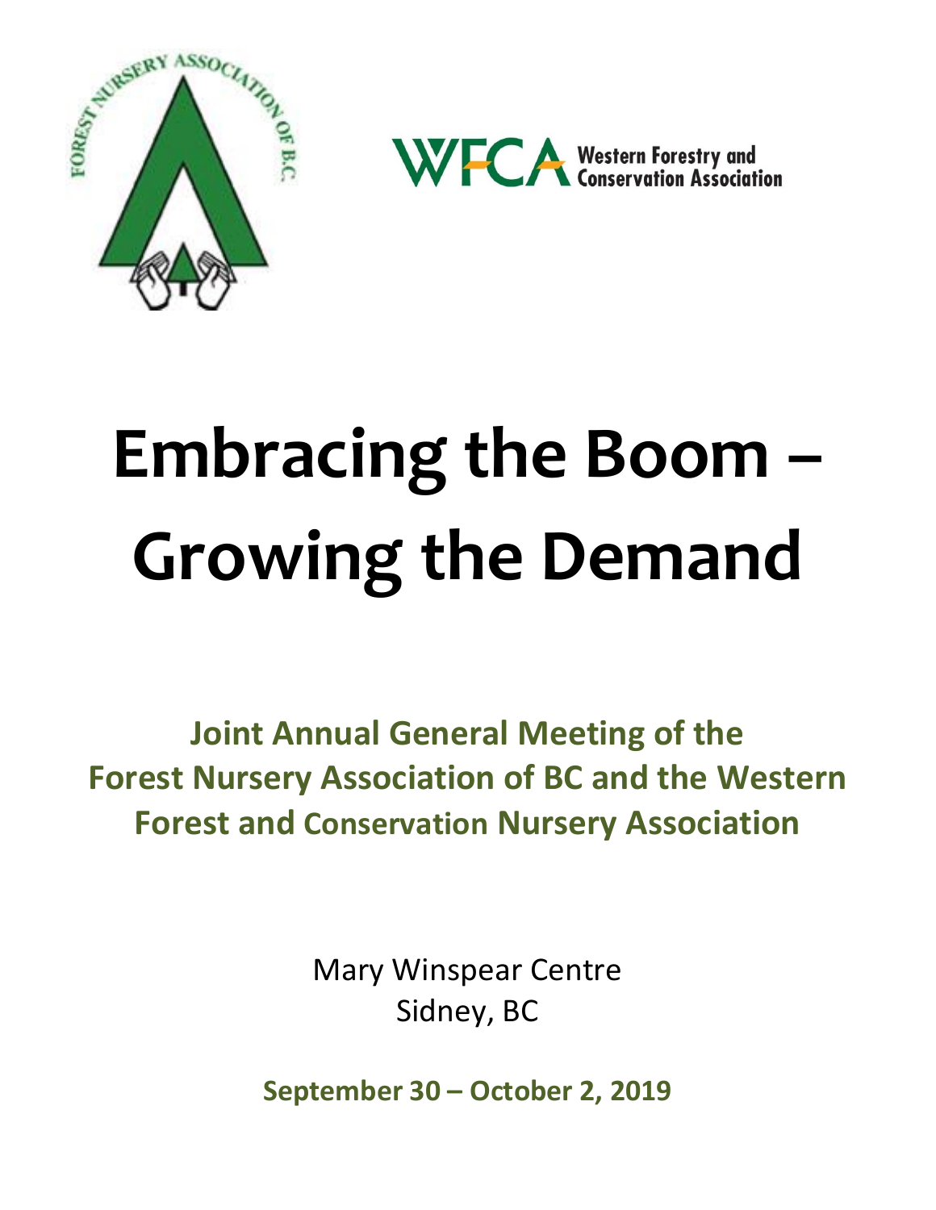# Embracing the Boom – Growing the Demand

**Joint Annual General Meeting of the Forest Nursery Association of BC and the Western Forest and Conservation Nursery Association**

Mary Winspear Centre
Sidney, BC

**September 30 – October 2, 2019**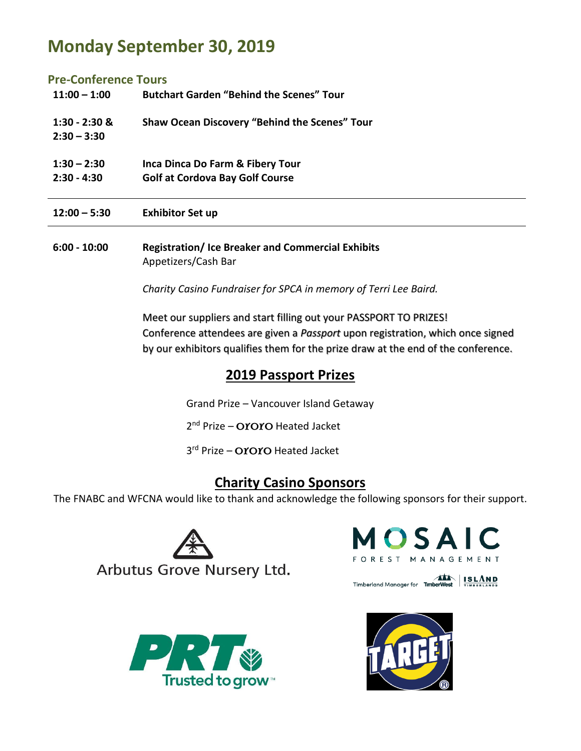# Monday September 30, 2019

### Pre-Conference Tours

| | |
|---|---|
| **11:00 – 1:00** | **Butchart Garden "Behind the Scenes" Tour** |
| **1:30 - 2:30 & 2:30 – 3:30** | **Shaw Ocean Discovery "Behind the Scenes" Tour** |
| **1:30 – 2:30** | **Inca Dinca Do Farm & Fibery Tour** |
| **2:30 - 4:30** | **Golf at Cordova Bay Golf Course** |

---

**12:00 – 5:30** **Exhibitor Set up**

---

**6:00 - 10:00** **Registration/ Ice Breaker and Commercial Exhibits**

Appetizers/Cash Bar

*Charity Casino Fundraiser for SPCA in memory of Terri Lee Baird.*

Meet our suppliers and start filling out your PASSPORT TO PRIZES! Conference attendees are given a *Passport* upon registration, which once signed by our exhibitors qualifies them for the prize draw at the end of the conference.

## 2019 Passport Prizes

Grand Prize – Vancouver Island Getaway

2nd Prize – ORORO Heated Jacket

3rd Prize – ORORO Heated Jacket

## Charity Casino Sponsors

The FNABC and WFCNA would like to thank and acknowledge the following sponsors for their support.

Arbutus Grove Nursery Ltd.

MOSAIC FOREST MANAGEMENT
Timberland Manager for TimberWest | ISLAND TIMBERLANDS

PRT Trusted to grow™

TARGET®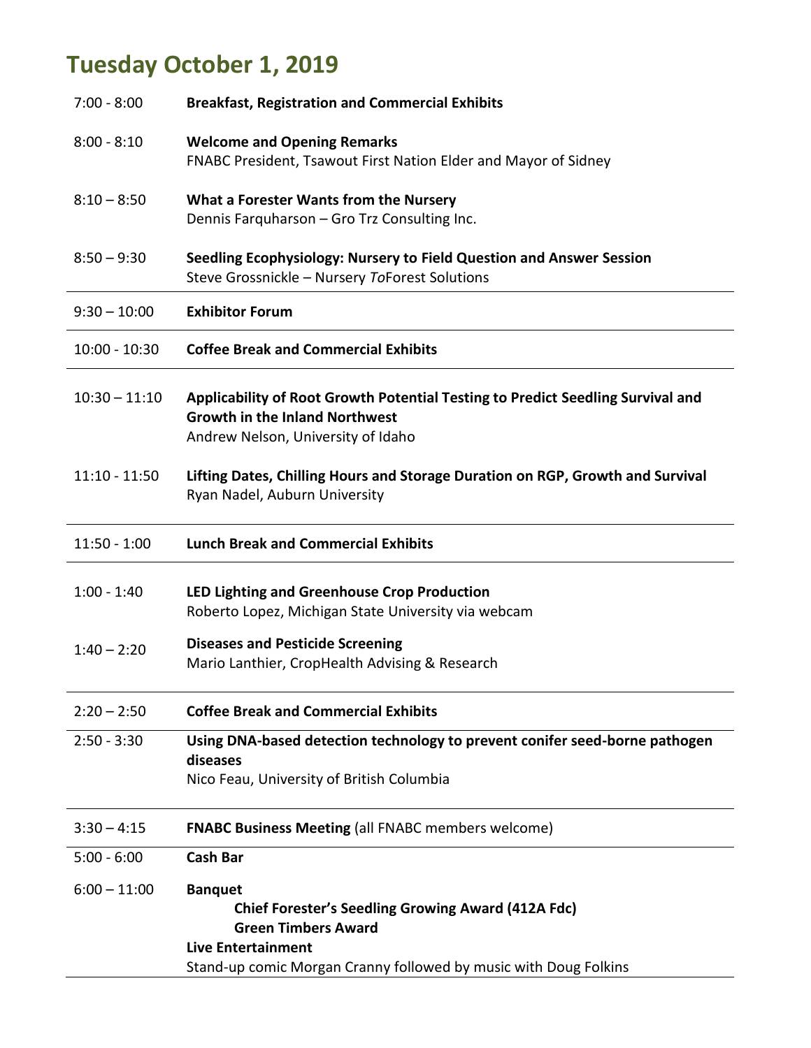# Tuesday October 1, 2019

| | |
|---|---|
| 7:00 - 8:00 | **Breakfast, Registration and Commercial Exhibits** |
| 8:00 - 8:10 | **Welcome and Opening Remarks**<br>FNABC President, Tsawout First Nation Elder and Mayor of Sidney |
| 8:10 – 8:50 | **What a Forester Wants from the Nursery**<br>Dennis Farquharson – Gro Trz Consulting Inc. |
| 8:50 – 9:30 | **Seedling Ecophysiology: Nursery to Field Question and Answer Session**<br>Steve Grossnickle – Nursery *To*Forest Solutions |
| 9:30 – 10:00 | **Exhibitor Forum** |
| 10:00 - 10:30 | **Coffee Break and Commercial Exhibits** |
| 10:30 – 11:10 | **Applicability of Root Growth Potential Testing to Predict Seedling Survival and Growth in the Inland Northwest**<br>Andrew Nelson, University of Idaho |
| 11:10 - 11:50 | **Lifting Dates, Chilling Hours and Storage Duration on RGP, Growth and Survival**<br>Ryan Nadel, Auburn University |
| 11:50 - 1:00 | **Lunch Break and Commercial Exhibits** |
| 1:00 - 1:40 | **LED Lighting and Greenhouse Crop Production**<br>Roberto Lopez, Michigan State University via webcam |
| 1:40 – 2:20 | **Diseases and Pesticide Screening**<br>Mario Lanthier, CropHealth Advising & Research |
| 2:20 – 2:50 | **Coffee Break and Commercial Exhibits** |
| 2:50 - 3:30 | **Using DNA-based detection technology to prevent conifer seed-borne pathogen diseases**<br>Nico Feau, University of British Columbia |
| 3:30 – 4:15 | **FNABC Business Meeting** (all FNABC members welcome) |
| 5:00 - 6:00 | **Cash Bar** |
| 6:00 – 11:00 | **Banquet**<br>**Chief Forester's Seedling Growing Award (412A Fdc)**<br>**Green Timbers Award**<br>**Live Entertainment**<br>Stand-up comic Morgan Cranny followed by music with Doug Folkins |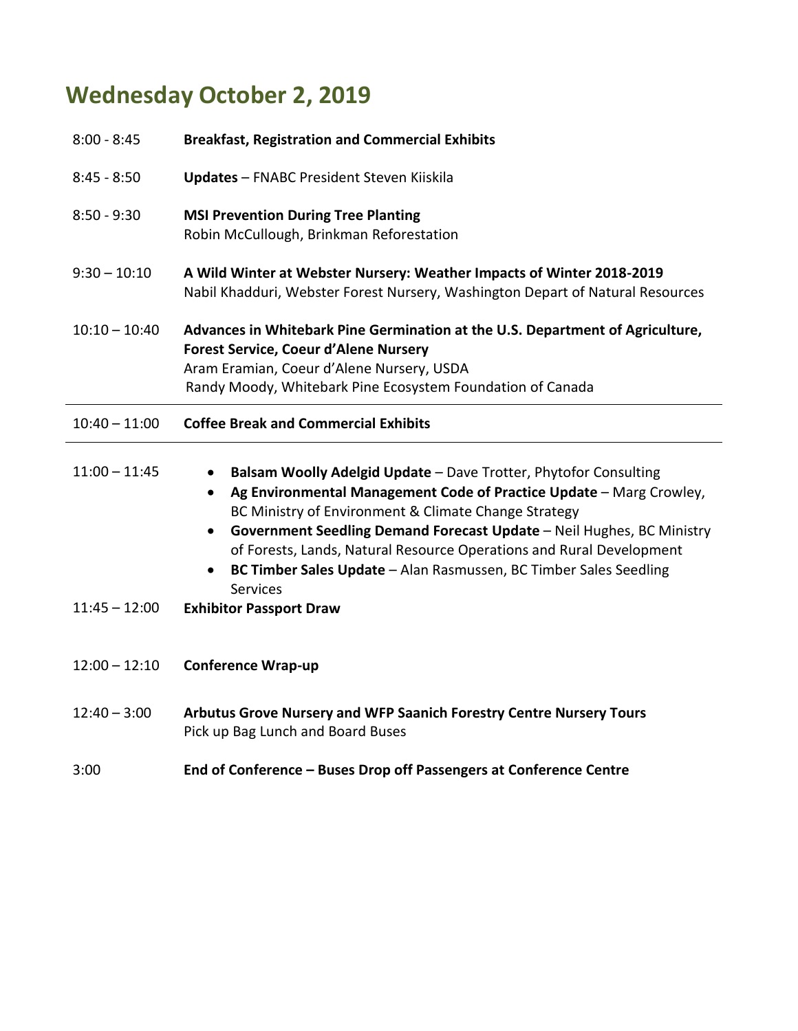## Wednesday October 2, 2019

| | |
|---|---|
| 8:00 - 8:45 | **Breakfast, Registration and Commercial Exhibits** |
| 8:45 - 8:50 | **Updates** – FNABC President Steven Kiiskila |
| 8:50 - 9:30 | **MSI Prevention During Tree Planting**<br>Robin McCullough, Brinkman Reforestation |
| 9:30 – 10:10 | **A Wild Winter at Webster Nursery: Weather Impacts of Winter 2018-2019**<br>Nabil Khadduri, Webster Forest Nursery, Washington Depart of Natural Resources |
| 10:10 – 10:40 | **Advances in Whitebark Pine Germination at the U.S. Department of Agriculture, Forest Service, Coeur d'Alene Nursery**<br>Aram Eramian, Coeur d'Alene Nursery, USDA<br>Randy Moody, Whitebark Pine Ecosystem Foundation of Canada |
| 10:40 – 11:00 | **Coffee Break and Commercial Exhibits** |
| 11:00 – 11:45 | • **Balsam Woolly Adelgid Update** – Dave Trotter, Phytofor Consulting<br>• **Ag Environmental Management Code of Practice Update** – Marg Crowley, BC Ministry of Environment & Climate Change Strategy<br>• **Government Seedling Demand Forecast Update** – Neil Hughes, BC Ministry of Forests, Lands, Natural Resource Operations and Rural Development<br>• **BC Timber Sales Update** – Alan Rasmussen, BC Timber Sales Seedling Services |
| 11:45 – 12:00 | **Exhibitor Passport Draw** |
| 12:00 – 12:10 | **Conference Wrap-up** |
| 12:40 – 3:00 | **Arbutus Grove Nursery and WFP Saanich Forestry Centre Nursery Tours**<br>Pick up Bag Lunch and Board Buses |
| 3:00 | **End of Conference – Buses Drop off Passengers at Conference Centre** |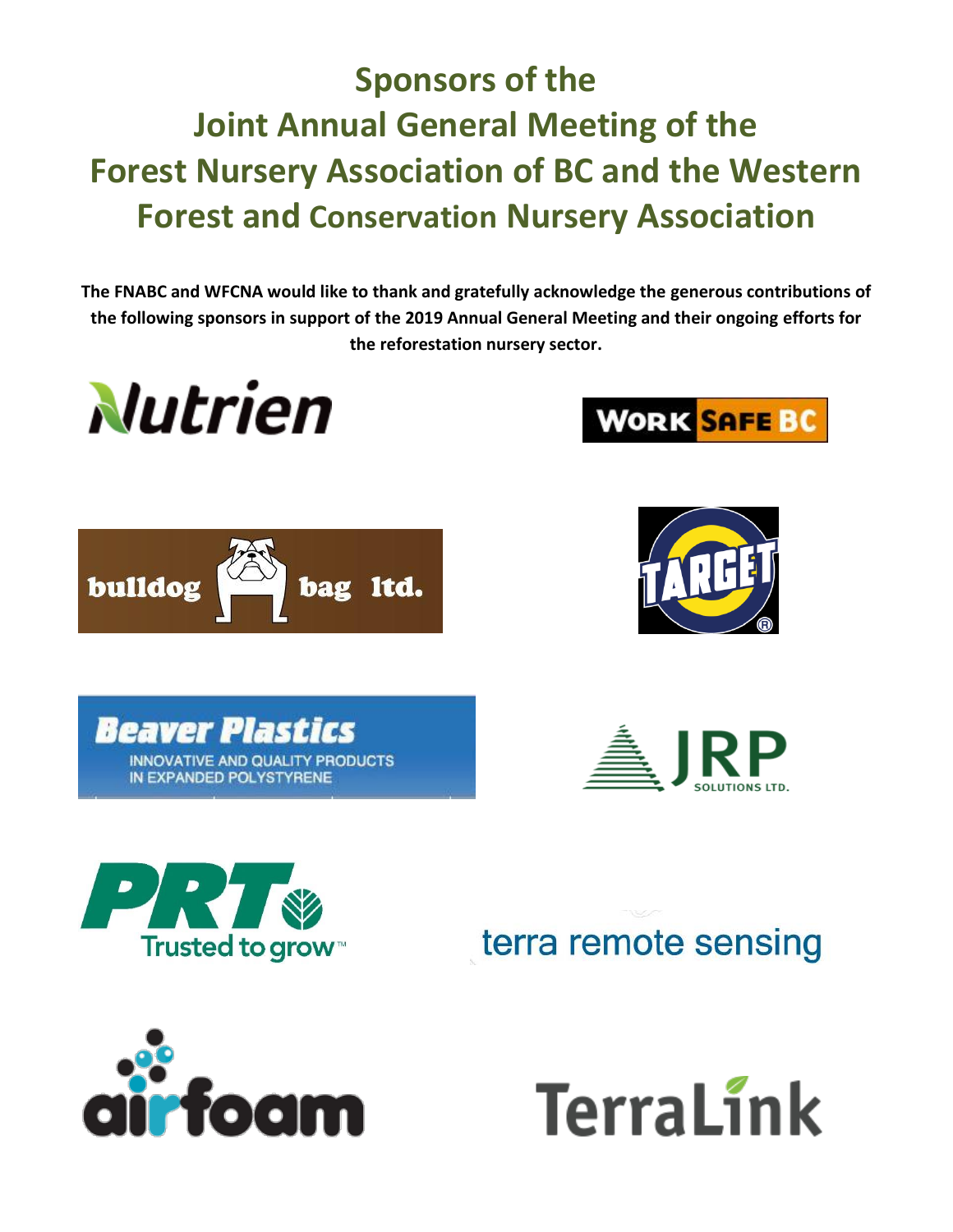# Sponsors of the Joint Annual General Meeting of the Forest Nursery Association of BC and the Western Forest and Conservation Nursery Association

**The FNABC and WFCNA would like to thank and gratefully acknowledge the generous contributions of the following sponsors in support of the 2019 Annual General Meeting and their ongoing efforts for the reforestation nursery sector.**

Nutrien

WORK SAFE BC

bulldog bag ltd.

TARGET

Beaver Plastics
INNOVATIVE AND QUALITY PRODUCTS IN EXPANDED POLYSTYRENE

JRP SOLUTIONS LTD.

PRT Trusted to grow™

terra remote sensing

airfoam

TerraLink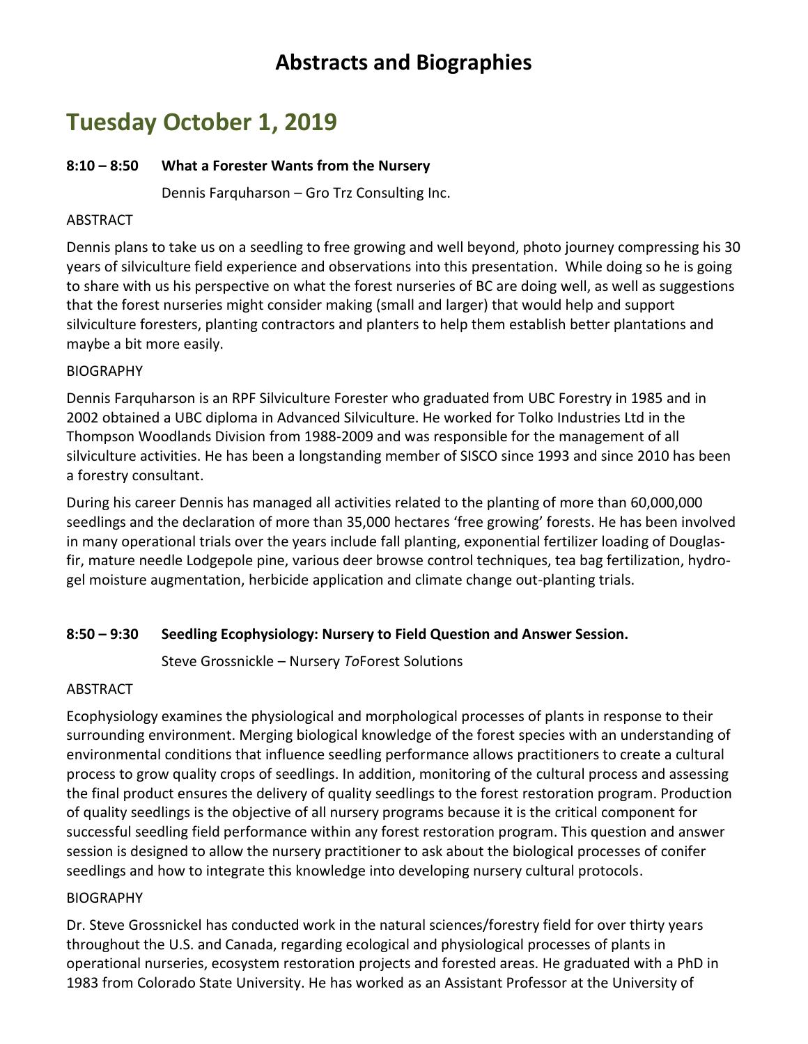# Abstracts and Biographies

## Tuesday October 1, 2019

### 8:10 – 8:50 What a Forester Wants from the Nursery

Dennis Farquharson – Gro Trz Consulting Inc.

ABSTRACT

Dennis plans to take us on a seedling to free growing and well beyond, photo journey compressing his 30 years of silviculture field experience and observations into this presentation. While doing so he is going to share with us his perspective on what the forest nurseries of BC are doing well, as well as suggestions that the forest nurseries might consider making (small and larger) that would help and support silviculture foresters, planting contractors and planters to help them establish better plantations and maybe a bit more easily.

BIOGRAPHY

Dennis Farquharson is an RPF Silviculture Forester who graduated from UBC Forestry in 1985 and in 2002 obtained a UBC diploma in Advanced Silviculture. He worked for Tolko Industries Ltd in the Thompson Woodlands Division from 1988-2009 and was responsible for the management of all silviculture activities. He has been a longstanding member of SISCO since 1993 and since 2010 has been a forestry consultant.

During his career Dennis has managed all activities related to the planting of more than 60,000,000 seedlings and the declaration of more than 35,000 hectares 'free growing' forests. He has been involved in many operational trials over the years include fall planting, exponential fertilizer loading of Douglas-fir, mature needle Lodgepole pine, various deer browse control techniques, tea bag fertilization, hydro-gel moisture augmentation, herbicide application and climate change out-planting trials.

### 8:50 – 9:30 Seedling Ecophysiology: Nursery to Field Question and Answer Session.

Steve Grossnickle – Nursery *To*Forest Solutions

ABSTRACT

Ecophysiology examines the physiological and morphological processes of plants in response to their surrounding environment. Merging biological knowledge of the forest species with an understanding of environmental conditions that influence seedling performance allows practitioners to create a cultural process to grow quality crops of seedlings. In addition, monitoring of the cultural process and assessing the final product ensures the delivery of quality seedlings to the forest restoration program. Production of quality seedlings is the objective of all nursery programs because it is the critical component for successful seedling field performance within any forest restoration program. This question and answer session is designed to allow the nursery practitioner to ask about the biological processes of conifer seedlings and how to integrate this knowledge into developing nursery cultural protocols.

BIOGRAPHY

Dr. Steve Grossnickel has conducted work in the natural sciences/forestry field for over thirty years throughout the U.S. and Canada, regarding ecological and physiological processes of plants in operational nurseries, ecosystem restoration projects and forested areas. He graduated with a PhD in 1983 from Colorado State University. He has worked as an Assistant Professor at the University of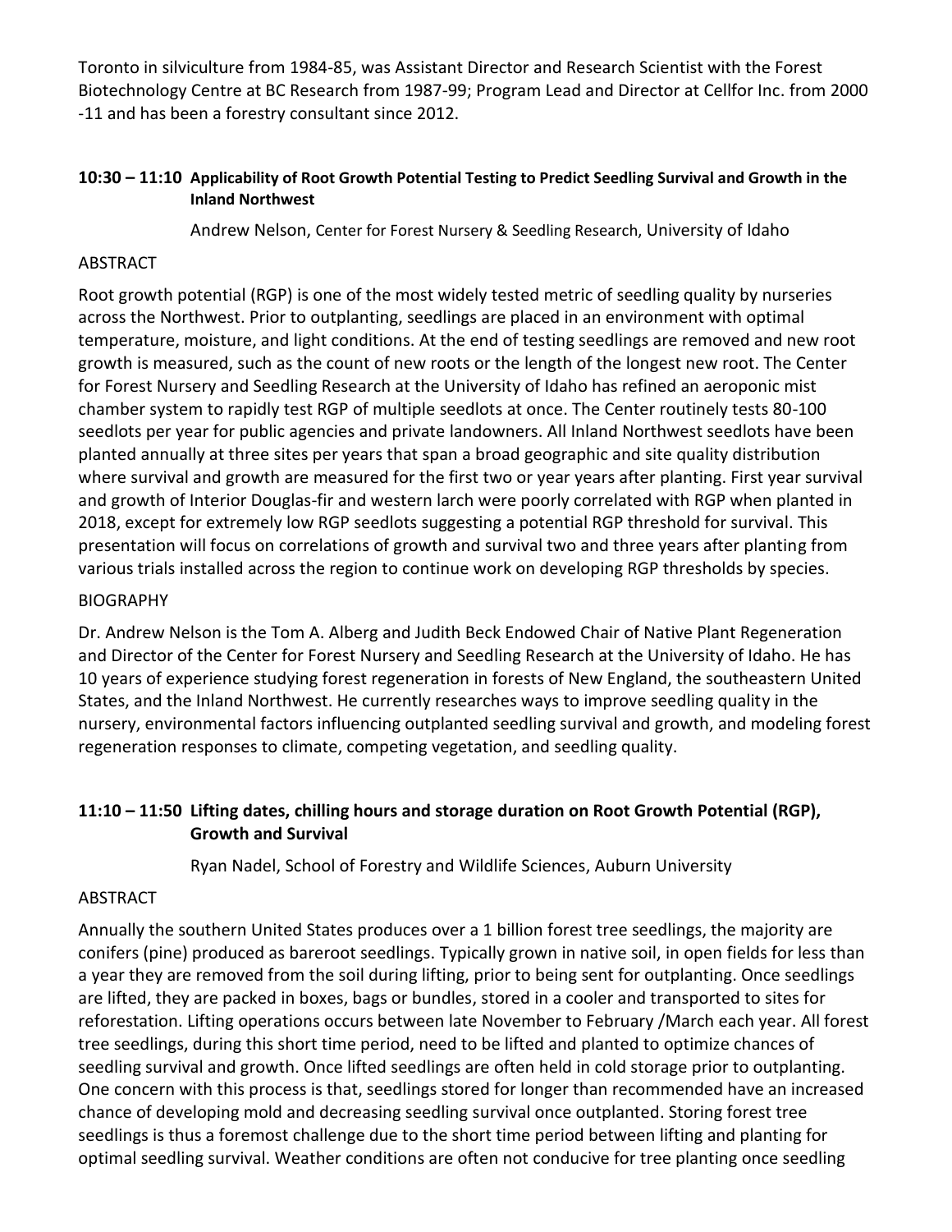Toronto in silviculture from 1984-85, was Assistant Director and Research Scientist with the Forest Biotechnology Centre at BC Research from 1987-99; Program Lead and Director at Cellfor Inc. from 2000 -11 and has been a forestry consultant since 2012.

### 10:30 – 11:10 Applicability of Root Growth Potential Testing to Predict Seedling Survival and Growth in the Inland Northwest

Andrew Nelson, Center for Forest Nursery & Seedling Research, University of Idaho

ABSTRACT

Root growth potential (RGP) is one of the most widely tested metric of seedling quality by nurseries across the Northwest. Prior to outplanting, seedlings are placed in an environment with optimal temperature, moisture, and light conditions. At the end of testing seedlings are removed and new root growth is measured, such as the count of new roots or the length of the longest new root. The Center for Forest Nursery and Seedling Research at the University of Idaho has refined an aeroponic mist chamber system to rapidly test RGP of multiple seedlots at once. The Center routinely tests 80-100 seedlots per year for public agencies and private landowners. All Inland Northwest seedlots have been planted annually at three sites per years that span a broad geographic and site quality distribution where survival and growth are measured for the first two or year years after planting. First year survival and growth of Interior Douglas-fir and western larch were poorly correlated with RGP when planted in 2018, except for extremely low RGP seedlots suggesting a potential RGP threshold for survival. This presentation will focus on correlations of growth and survival two and three years after planting from various trials installed across the region to continue work on developing RGP thresholds by species.

BIOGRAPHY

Dr. Andrew Nelson is the Tom A. Alberg and Judith Beck Endowed Chair of Native Plant Regeneration and Director of the Center for Forest Nursery and Seedling Research at the University of Idaho. He has 10 years of experience studying forest regeneration in forests of New England, the southeastern United States, and the Inland Northwest. He currently researches ways to improve seedling quality in the nursery, environmental factors influencing outplanted seedling survival and growth, and modeling forest regeneration responses to climate, competing vegetation, and seedling quality.

### 11:10 – 11:50 Lifting dates, chilling hours and storage duration on Root Growth Potential (RGP), Growth and Survival

Ryan Nadel, School of Forestry and Wildlife Sciences, Auburn University

ABSTRACT

Annually the southern United States produces over a 1 billion forest tree seedlings, the majority are conifers (pine) produced as bareroot seedlings. Typically grown in native soil, in open fields for less than a year they are removed from the soil during lifting, prior to being sent for outplanting. Once seedlings are lifted, they are packed in boxes, bags or bundles, stored in a cooler and transported to sites for reforestation. Lifting operations occurs between late November to February /March each year. All forest tree seedlings, during this short time period, need to be lifted and planted to optimize chances of seedling survival and growth. Once lifted seedlings are often held in cold storage prior to outplanting. One concern with this process is that, seedlings stored for longer than recommended have an increased chance of developing mold and decreasing seedling survival once outplanted. Storing forest tree seedlings is thus a foremost challenge due to the short time period between lifting and planting for optimal seedling survival. Weather conditions are often not conducive for tree planting once seedling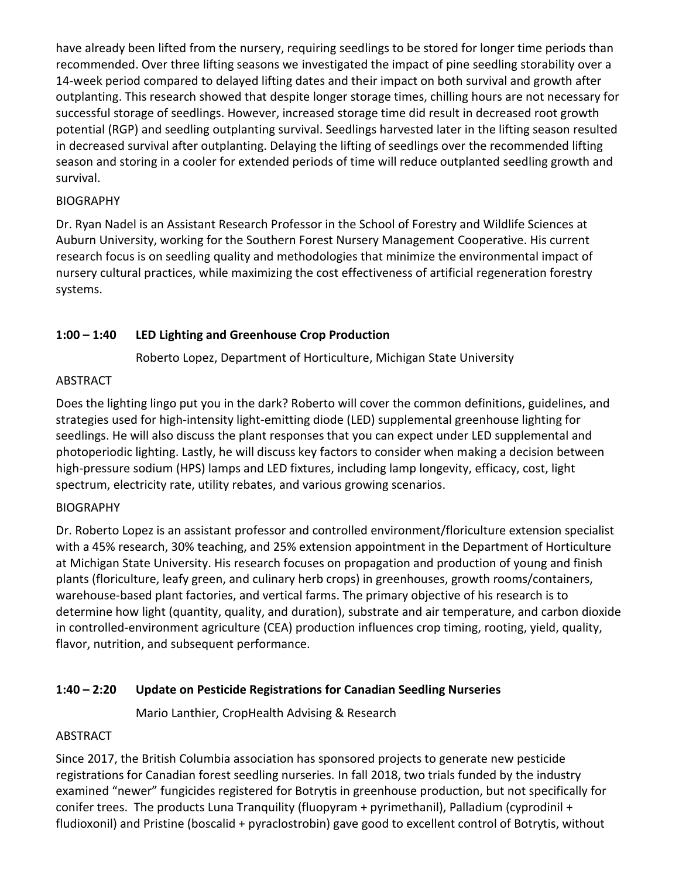have already been lifted from the nursery, requiring seedlings to be stored for longer time periods than recommended. Over three lifting seasons we investigated the impact of pine seedling storability over a 14-week period compared to delayed lifting dates and their impact on both survival and growth after outplanting. This research showed that despite longer storage times, chilling hours are not necessary for successful storage of seedlings. However, increased storage time did result in decreased root growth potential (RGP) and seedling outplanting survival. Seedlings harvested later in the lifting season resulted in decreased survival after outplanting. Delaying the lifting of seedlings over the recommended lifting season and storing in a cooler for extended periods of time will reduce outplanted seedling growth and survival.

BIOGRAPHY

Dr. Ryan Nadel is an Assistant Research Professor in the School of Forestry and Wildlife Sciences at Auburn University, working for the Southern Forest Nursery Management Cooperative. His current research focus is on seedling quality and methodologies that minimize the environmental impact of nursery cultural practices, while maximizing the cost effectiveness of artificial regeneration forestry systems.

**1:00 – 1:40 LED Lighting and Greenhouse Crop Production**

Roberto Lopez, Department of Horticulture, Michigan State University

ABSTRACT

Does the lighting lingo put you in the dark? Roberto will cover the common definitions, guidelines, and strategies used for high-intensity light-emitting diode (LED) supplemental greenhouse lighting for seedlings. He will also discuss the plant responses that you can expect under LED supplemental and photoperiodic lighting. Lastly, he will discuss key factors to consider when making a decision between high-pressure sodium (HPS) lamps and LED fixtures, including lamp longevity, efficacy, cost, light spectrum, electricity rate, utility rebates, and various growing scenarios.

BIOGRAPHY

Dr. Roberto Lopez is an assistant professor and controlled environment/floriculture extension specialist with a 45% research, 30% teaching, and 25% extension appointment in the Department of Horticulture at Michigan State University. His research focuses on propagation and production of young and finish plants (floriculture, leafy green, and culinary herb crops) in greenhouses, growth rooms/containers, warehouse-based plant factories, and vertical farms. The primary objective of his research is to determine how light (quantity, quality, and duration), substrate and air temperature, and carbon dioxide in controlled-environment agriculture (CEA) production influences crop timing, rooting, yield, quality, flavor, nutrition, and subsequent performance.

**1:40 – 2:20 Update on Pesticide Registrations for Canadian Seedling Nurseries**

Mario Lanthier, CropHealth Advising & Research

ABSTRACT

Since 2017, the British Columbia association has sponsored projects to generate new pesticide registrations for Canadian forest seedling nurseries. In fall 2018, two trials funded by the industry examined "newer" fungicides registered for Botrytis in greenhouse production, but not specifically for conifer trees. The products Luna Tranquility (fluopyram + pyrimethanil), Palladium (cyprodinil + fludioxonil) and Pristine (boscalid + pyraclostrobin) gave good to excellent control of Botrytis, without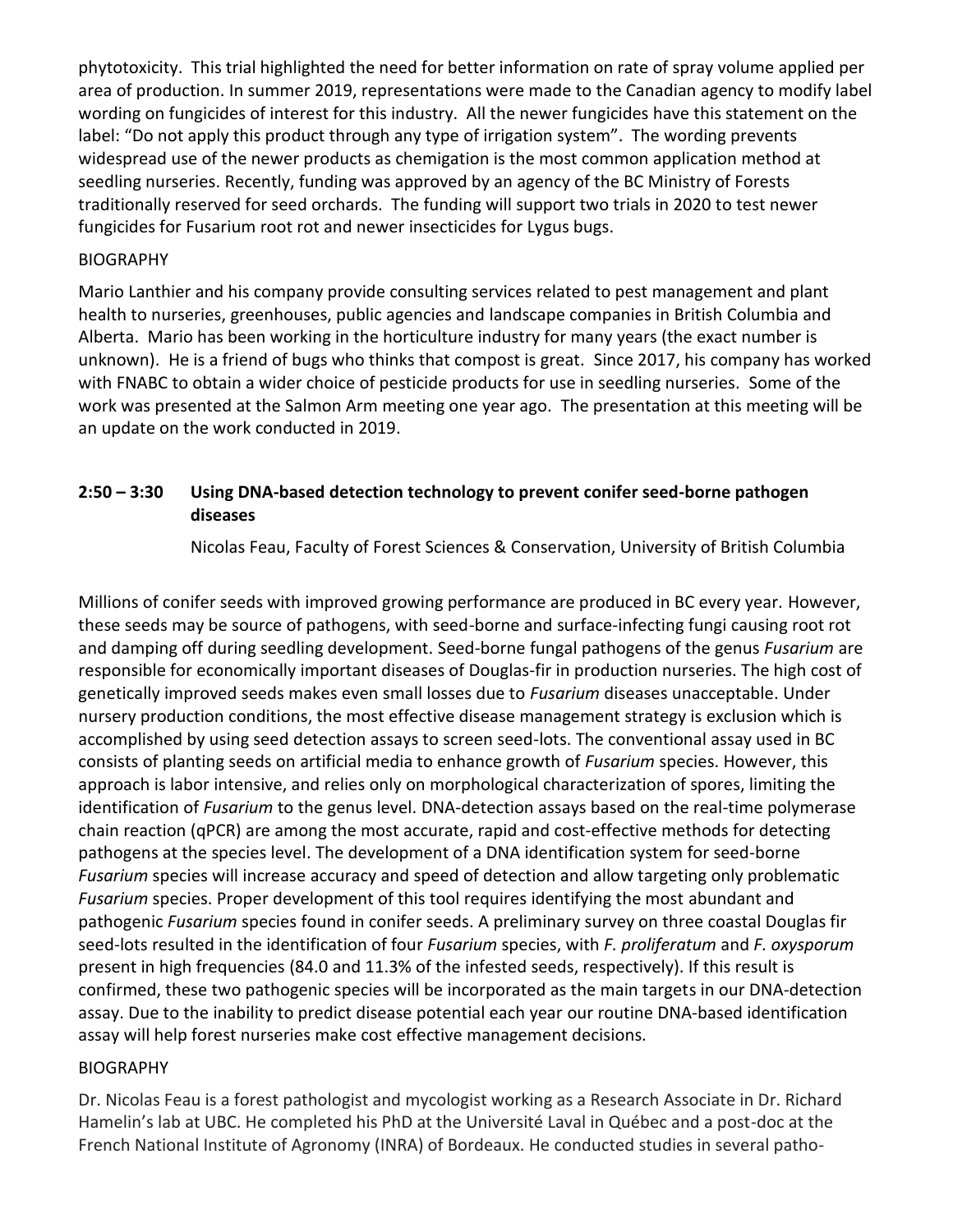phytotoxicity. This trial highlighted the need for better information on rate of spray volume applied per area of production. In summer 2019, representations were made to the Canadian agency to modify label wording on fungicides of interest for this industry. All the newer fungicides have this statement on the label: "Do not apply this product through any type of irrigation system". The wording prevents widespread use of the newer products as chemigation is the most common application method at seedling nurseries. Recently, funding was approved by an agency of the BC Ministry of Forests traditionally reserved for seed orchards. The funding will support two trials in 2020 to test newer fungicides for Fusarium root rot and newer insecticides for Lygus bugs.

BIOGRAPHY

Mario Lanthier and his company provide consulting services related to pest management and plant health to nurseries, greenhouses, public agencies and landscape companies in British Columbia and Alberta. Mario has been working in the horticulture industry for many years (the exact number is unknown). He is a friend of bugs who thinks that compost is great. Since 2017, his company has worked with FNABC to obtain a wider choice of pesticide products for use in seedling nurseries. Some of the work was presented at the Salmon Arm meeting one year ago. The presentation at this meeting will be an update on the work conducted in 2019.

### 2:50 – 3:30 Using DNA-based detection technology to prevent conifer seed-borne pathogen diseases

Nicolas Feau, Faculty of Forest Sciences & Conservation, University of British Columbia

Millions of conifer seeds with improved growing performance are produced in BC every year. However, these seeds may be source of pathogens, with seed-borne and surface-infecting fungi causing root rot and damping off during seedling development. Seed-borne fungal pathogens of the genus *Fusarium* are responsible for economically important diseases of Douglas-fir in production nurseries. The high cost of genetically improved seeds makes even small losses due to *Fusarium* diseases unacceptable. Under nursery production conditions, the most effective disease management strategy is exclusion which is accomplished by using seed detection assays to screen seed-lots. The conventional assay used in BC consists of planting seeds on artificial media to enhance growth of *Fusarium* species. However, this approach is labor intensive, and relies only on morphological characterization of spores, limiting the identification of *Fusarium* to the genus level. DNA-detection assays based on the real-time polymerase chain reaction (qPCR) are among the most accurate, rapid and cost-effective methods for detecting pathogens at the species level. The development of a DNA identification system for seed-borne *Fusarium* species will increase accuracy and speed of detection and allow targeting only problematic *Fusarium* species. Proper development of this tool requires identifying the most abundant and pathogenic *Fusarium* species found in conifer seeds. A preliminary survey on three coastal Douglas fir seed-lots resulted in the identification of four *Fusarium* species, with *F. proliferatum* and *F. oxysporum* present in high frequencies (84.0 and 11.3% of the infested seeds, respectively). If this result is confirmed, these two pathogenic species will be incorporated as the main targets in our DNA-detection assay. Due to the inability to predict disease potential each year our routine DNA-based identification assay will help forest nurseries make cost effective management decisions.

BIOGRAPHY

Dr. Nicolas Feau is a forest pathologist and mycologist working as a Research Associate in Dr. Richard Hamelin's lab at UBC. He completed his PhD at the Université Laval in Québec and a post-doc at the French National Institute of Agronomy (INRA) of Bordeaux. He conducted studies in several patho-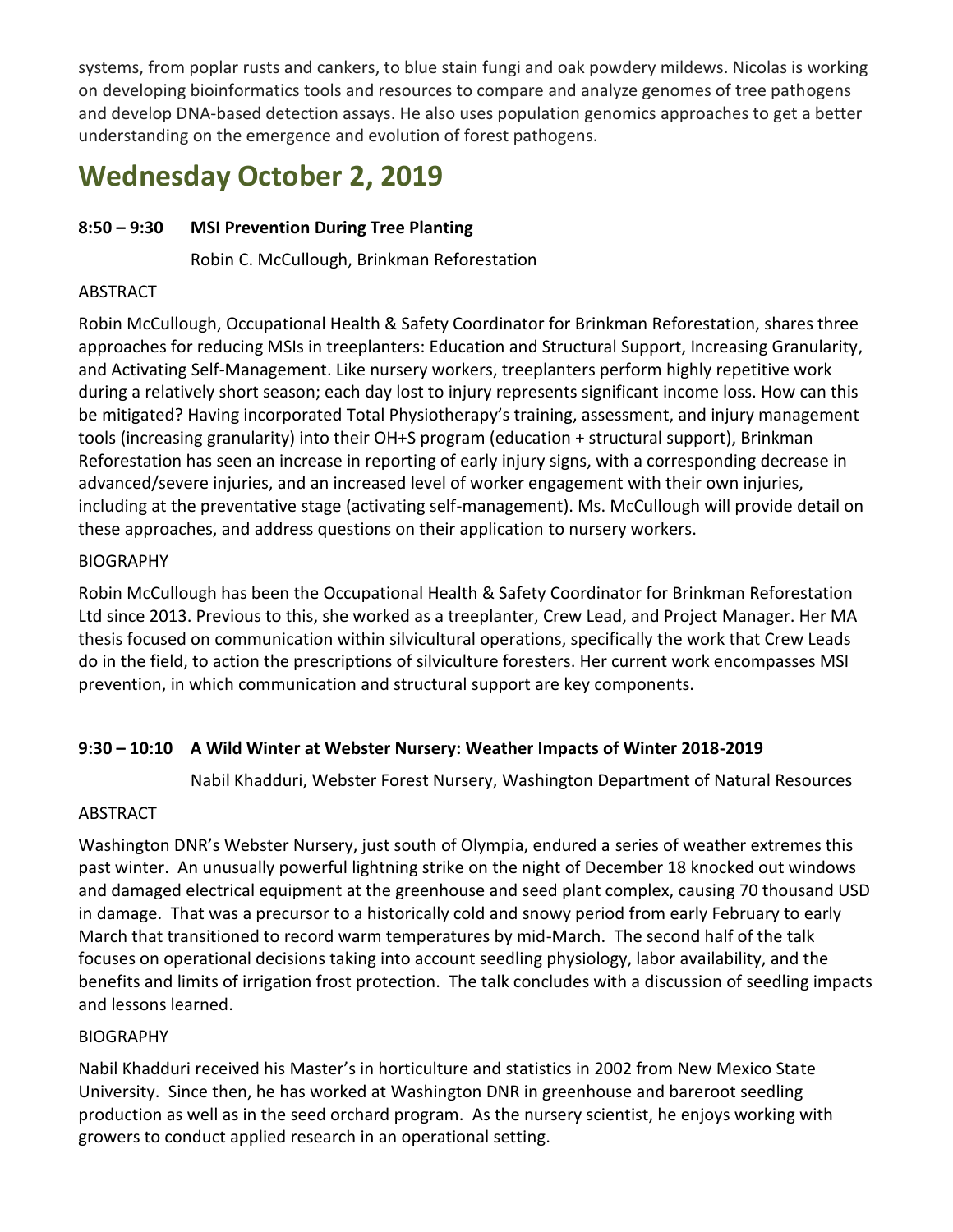systems, from poplar rusts and cankers, to blue stain fungi and oak powdery mildews. Nicolas is working on developing bioinformatics tools and resources to compare and analyze genomes of tree pathogens and develop DNA-based detection assays. He also uses population genomics approaches to get a better understanding on the emergence and evolution of forest pathogens.

# Wednesday October 2, 2019

**8:50 – 9:30 MSI Prevention During Tree Planting**

Robin C. McCullough, Brinkman Reforestation

ABSTRACT

Robin McCullough, Occupational Health & Safety Coordinator for Brinkman Reforestation, shares three approaches for reducing MSIs in treeplanters: Education and Structural Support, Increasing Granularity, and Activating Self-Management. Like nursery workers, treeplanters perform highly repetitive work during a relatively short season; each day lost to injury represents significant income loss. How can this be mitigated? Having incorporated Total Physiotherapy's training, assessment, and injury management tools (increasing granularity) into their OH+S program (education + structural support), Brinkman Reforestation has seen an increase in reporting of early injury signs, with a corresponding decrease in advanced/severe injuries, and an increased level of worker engagement with their own injuries, including at the preventative stage (activating self-management). Ms. McCullough will provide detail on these approaches, and address questions on their application to nursery workers.

BIOGRAPHY

Robin McCullough has been the Occupational Health & Safety Coordinator for Brinkman Reforestation Ltd since 2013. Previous to this, she worked as a treeplanter, Crew Lead, and Project Manager. Her MA thesis focused on communication within silvicultural operations, specifically the work that Crew Leads do in the field, to action the prescriptions of silviculture foresters. Her current work encompasses MSI prevention, in which communication and structural support are key components.

**9:30 – 10:10 A Wild Winter at Webster Nursery: Weather Impacts of Winter 2018-2019**

Nabil Khadduri, Webster Forest Nursery, Washington Department of Natural Resources

ABSTRACT

Washington DNR's Webster Nursery, just south of Olympia, endured a series of weather extremes this past winter. An unusually powerful lightning strike on the night of December 18 knocked out windows and damaged electrical equipment at the greenhouse and seed plant complex, causing 70 thousand USD in damage. That was a precursor to a historically cold and snowy period from early February to early March that transitioned to record warm temperatures by mid-March. The second half of the talk focuses on operational decisions taking into account seedling physiology, labor availability, and the benefits and limits of irrigation frost protection. The talk concludes with a discussion of seedling impacts and lessons learned.

BIOGRAPHY

Nabil Khadduri received his Master's in horticulture and statistics in 2002 from New Mexico State University. Since then, he has worked at Washington DNR in greenhouse and bareroot seedling production as well as in the seed orchard program. As the nursery scientist, he enjoys working with growers to conduct applied research in an operational setting.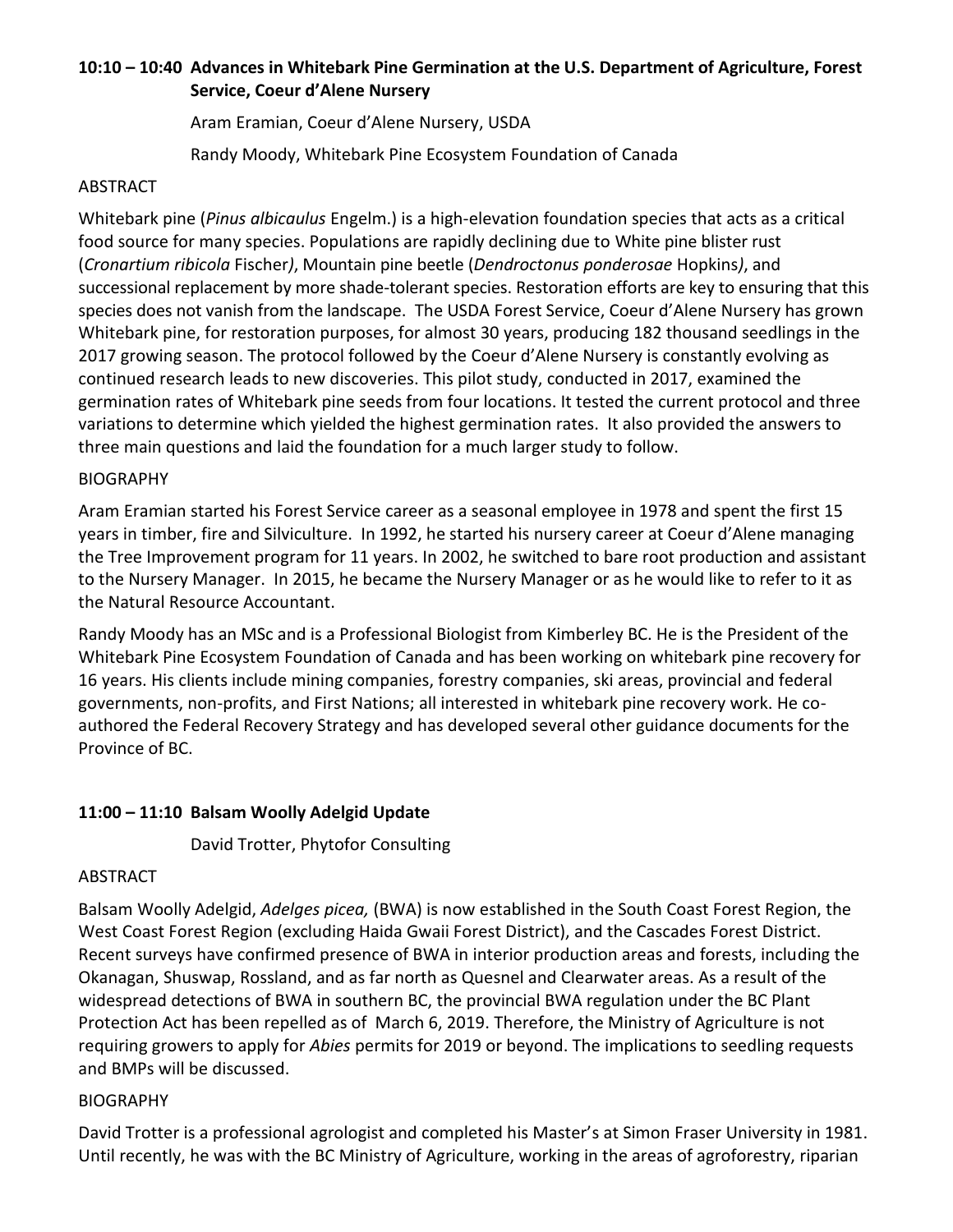### 10:10 – 10:40 Advances in Whitebark Pine Germination at the U.S. Department of Agriculture, Forest Service, Coeur d'Alene Nursery

Aram Eramian, Coeur d'Alene Nursery, USDA

Randy Moody, Whitebark Pine Ecosystem Foundation of Canada

ABSTRACT

Whitebark pine (*Pinus albicaulus* Engelm.) is a high-elevation foundation species that acts as a critical food source for many species. Populations are rapidly declining due to White pine blister rust (*Cronartium ribicola* Fischer), Mountain pine beetle (*Dendroctonus ponderosae* Hopkins), and successional replacement by more shade-tolerant species. Restoration efforts are key to ensuring that this species does not vanish from the landscape. The USDA Forest Service, Coeur d'Alene Nursery has grown Whitebark pine, for restoration purposes, for almost 30 years, producing 182 thousand seedlings in the 2017 growing season. The protocol followed by the Coeur d'Alene Nursery is constantly evolving as continued research leads to new discoveries. This pilot study, conducted in 2017, examined the germination rates of Whitebark pine seeds from four locations. It tested the current protocol and three variations to determine which yielded the highest germination rates. It also provided the answers to three main questions and laid the foundation for a much larger study to follow.

BIOGRAPHY

Aram Eramian started his Forest Service career as a seasonal employee in 1978 and spent the first 15 years in timber, fire and Silviculture. In 1992, he started his nursery career at Coeur d'Alene managing the Tree Improvement program for 11 years. In 2002, he switched to bare root production and assistant to the Nursery Manager. In 2015, he became the Nursery Manager or as he would like to refer to it as the Natural Resource Accountant.

Randy Moody has an MSc and is a Professional Biologist from Kimberley BC. He is the President of the Whitebark Pine Ecosystem Foundation of Canada and has been working on whitebark pine recovery for 16 years. His clients include mining companies, forestry companies, ski areas, provincial and federal governments, non-profits, and First Nations; all interested in whitebark pine recovery work. He co-authored the Federal Recovery Strategy and has developed several other guidance documents for the Province of BC.

### 11:00 – 11:10 Balsam Woolly Adelgid Update

David Trotter, Phytofor Consulting

ABSTRACT

Balsam Woolly Adelgid, *Adelges picea,* (BWA) is now established in the South Coast Forest Region, the West Coast Forest Region (excluding Haida Gwaii Forest District), and the Cascades Forest District. Recent surveys have confirmed presence of BWA in interior production areas and forests, including the Okanagan, Shuswap, Rossland, and as far north as Quesnel and Clearwater areas. As a result of the widespread detections of BWA in southern BC, the provincial BWA regulation under the BC Plant Protection Act has been repelled as of March 6, 2019. Therefore, the Ministry of Agriculture is not requiring growers to apply for *Abies* permits for 2019 or beyond. The implications to seedling requests and BMPs will be discussed.

BIOGRAPHY

David Trotter is a professional agrologist and completed his Master's at Simon Fraser University in 1981. Until recently, he was with the BC Ministry of Agriculture, working in the areas of agroforestry, riparian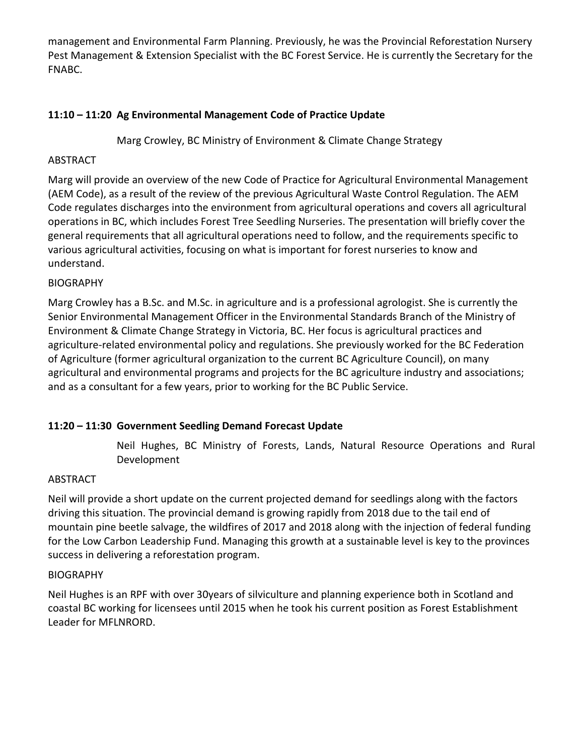management and Environmental Farm Planning. Previously, he was the Provincial Reforestation Nursery Pest Management & Extension Specialist with the BC Forest Service. He is currently the Secretary for the FNABC.

### 11:10 – 11:20 Ag Environmental Management Code of Practice Update

Marg Crowley, BC Ministry of Environment & Climate Change Strategy

ABSTRACT

Marg will provide an overview of the new Code of Practice for Agricultural Environmental Management (AEM Code), as a result of the review of the previous Agricultural Waste Control Regulation. The AEM Code regulates discharges into the environment from agricultural operations and covers all agricultural operations in BC, which includes Forest Tree Seedling Nurseries. The presentation will briefly cover the general requirements that all agricultural operations need to follow, and the requirements specific to various agricultural activities, focusing on what is important for forest nurseries to know and understand.

BIOGRAPHY

Marg Crowley has a B.Sc. and M.Sc. in agriculture and is a professional agrologist. She is currently the Senior Environmental Management Officer in the Environmental Standards Branch of the Ministry of Environment & Climate Change Strategy in Victoria, BC. Her focus is agricultural practices and agriculture-related environmental policy and regulations. She previously worked for the BC Federation of Agriculture (former agricultural organization to the current BC Agriculture Council), on many agricultural and environmental programs and projects for the BC agriculture industry and associations; and as a consultant for a few years, prior to working for the BC Public Service.

### 11:20 – 11:30 Government Seedling Demand Forecast Update

Neil Hughes, BC Ministry of Forests, Lands, Natural Resource Operations and Rural Development

ABSTRACT

Neil will provide a short update on the current projected demand for seedlings along with the factors driving this situation. The provincial demand is growing rapidly from 2018 due to the tail end of mountain pine beetle salvage, the wildfires of 2017 and 2018 along with the injection of federal funding for the Low Carbon Leadership Fund. Managing this growth at a sustainable level is key to the provinces success in delivering a reforestation program.

BIOGRAPHY

Neil Hughes is an RPF with over 30years of silviculture and planning experience both in Scotland and coastal BC working for licensees until 2015 when he took his current position as Forest Establishment Leader for MFLNRORD.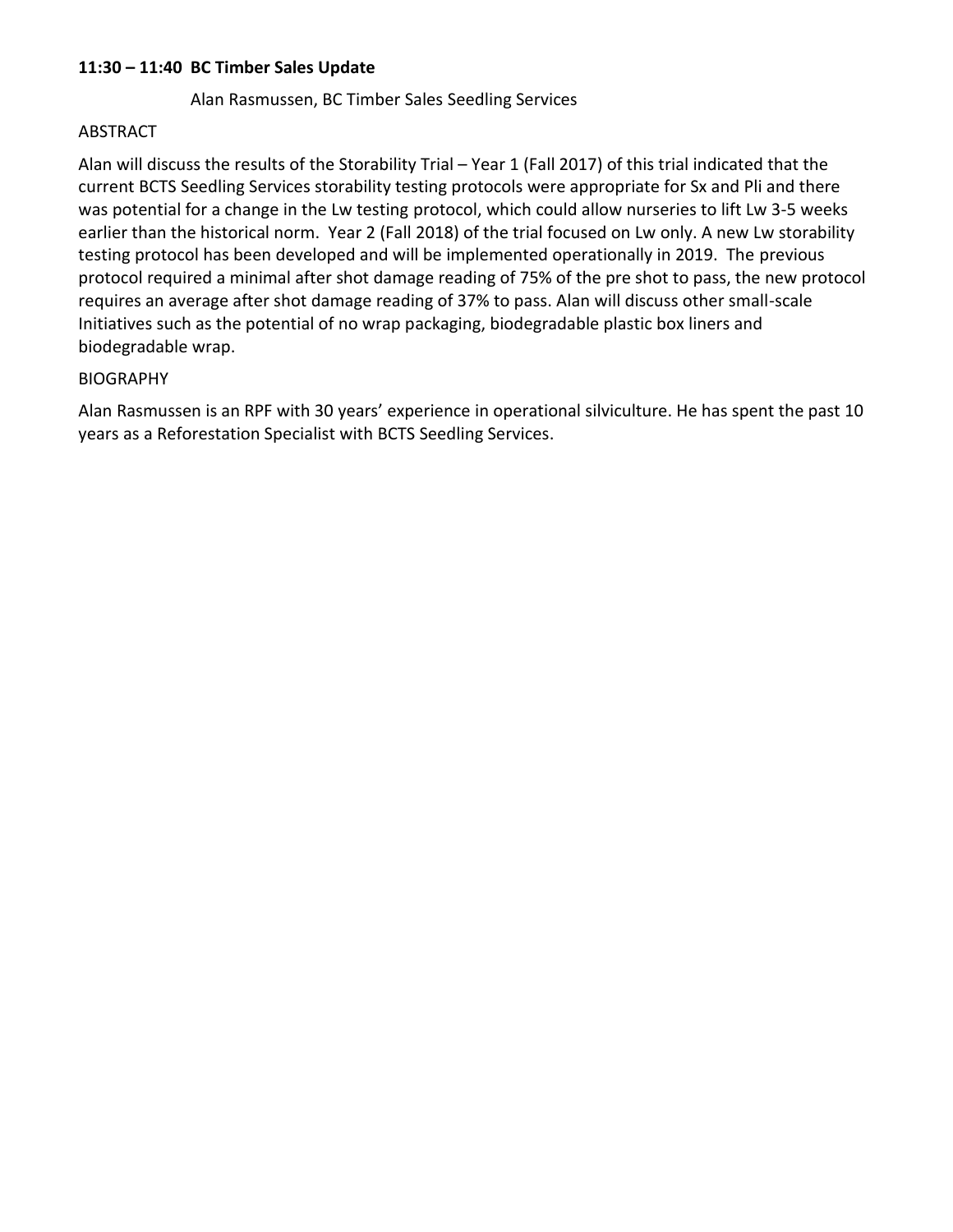**11:30 – 11:40 BC Timber Sales Update**

Alan Rasmussen, BC Timber Sales Seedling Services

ABSTRACT

Alan will discuss the results of the Storability Trial – Year 1 (Fall 2017) of this trial indicated that the current BCTS Seedling Services storability testing protocols were appropriate for Sx and Pli and there was potential for a change in the Lw testing protocol, which could allow nurseries to lift Lw 3-5 weeks earlier than the historical norm. Year 2 (Fall 2018) of the trial focused on Lw only. A new Lw storability testing protocol has been developed and will be implemented operationally in 2019. The previous protocol required a minimal after shot damage reading of 75% of the pre shot to pass, the new protocol requires an average after shot damage reading of 37% to pass. Alan will discuss other small-scale Initiatives such as the potential of no wrap packaging, biodegradable plastic box liners and biodegradable wrap.

BIOGRAPHY

Alan Rasmussen is an RPF with 30 years' experience in operational silviculture. He has spent the past 10 years as a Reforestation Specialist with BCTS Seedling Services.